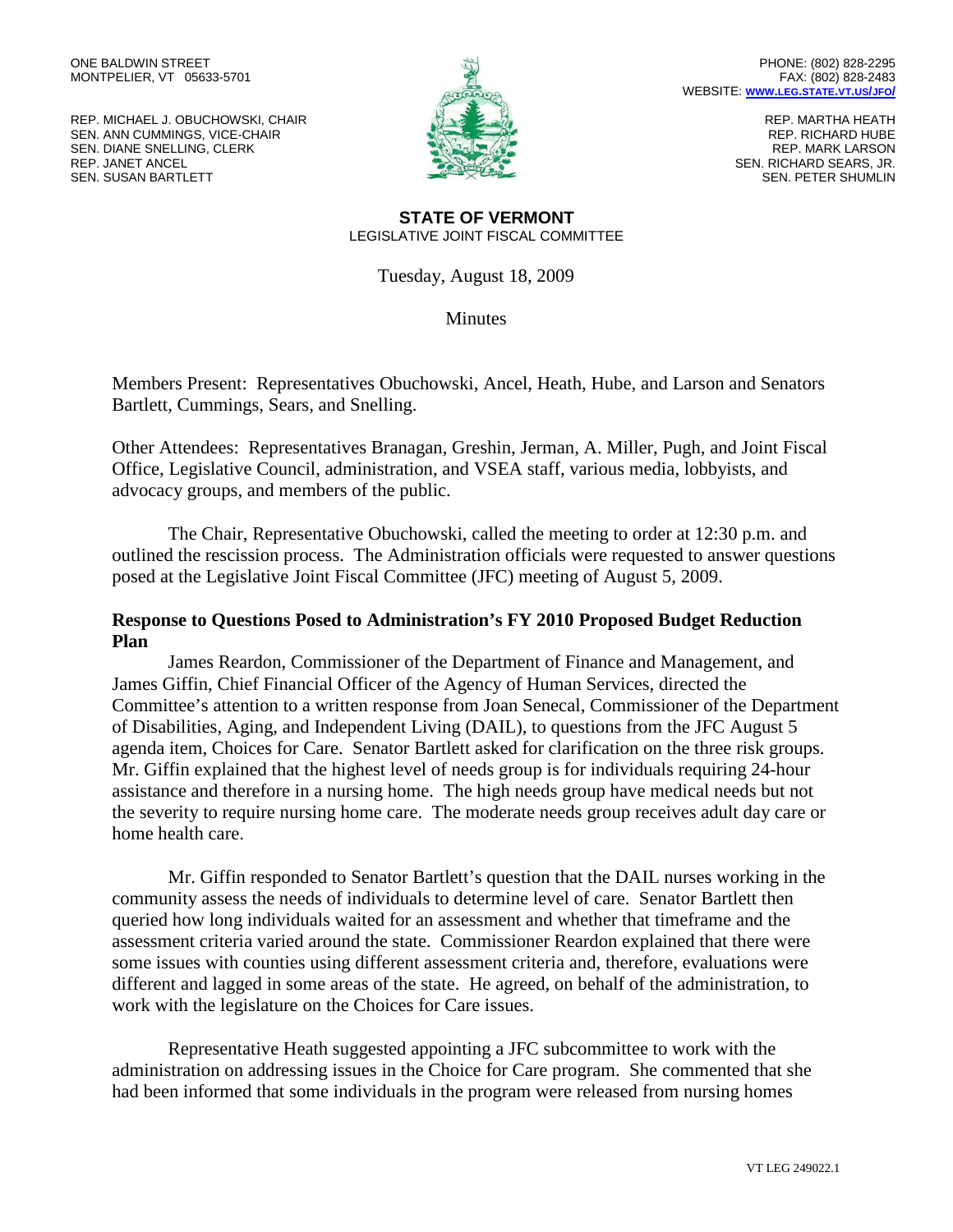ONE BALDWIN STREET
MONTPELIER, VT 05633-5701

PHONE: (802) 828-2295
FAX: (802) 828-2483
WEBSITE: WWW.LEG.STATE.VT.US/JFO/

REP. MICHAEL J. OBUCHOWSKI, CHAIR
SEN. ANN CUMMINGS, VICE-CHAIR
SEN. DIANE SNELLING, CLERK
REP. JANET ANCEL
SEN. SUSAN BARTLETT

REP. MARTHA HEATH
REP. RICHARD HUBE
REP. MARK LARSON
SEN. RICHARD SEARS, JR.
SEN. PETER SHUMLIN

**STATE OF VERMONT**
LEGISLATIVE JOINT FISCAL COMMITTEE

Tuesday, August 18, 2009

Minutes

Members Present: Representatives Obuchowski, Ancel, Heath, Hube, and Larson and Senators Bartlett, Cummings, Sears, and Snelling.

Other Attendees: Representatives Branagan, Greshin, Jerman, A. Miller, Pugh, and Joint Fiscal Office, Legislative Council, administration, and VSEA staff, various media, lobbyists, and advocacy groups, and members of the public.

The Chair, Representative Obuchowski, called the meeting to order at 12:30 p.m. and outlined the rescission process. The Administration officials were requested to answer questions posed at the Legislative Joint Fiscal Committee (JFC) meeting of August 5, 2009.

**Response to Questions Posed to Administration's FY 2010 Proposed Budget Reduction Plan**

James Reardon, Commissioner of the Department of Finance and Management, and James Giffin, Chief Financial Officer of the Agency of Human Services, directed the Committee's attention to a written response from Joan Senecal, Commissioner of the Department of Disabilities, Aging, and Independent Living (DAIL), to questions from the JFC August 5 agenda item, Choices for Care. Senator Bartlett asked for clarification on the three risk groups. Mr. Giffin explained that the highest level of needs group is for individuals requiring 24-hour assistance and therefore in a nursing home. The high needs group have medical needs but not the severity to require nursing home care. The moderate needs group receives adult day care or home health care.

Mr. Giffin responded to Senator Bartlett's question that the DAIL nurses working in the community assess the needs of individuals to determine level of care. Senator Bartlett then queried how long individuals waited for an assessment and whether that timeframe and the assessment criteria varied around the state. Commissioner Reardon explained that there were some issues with counties using different assessment criteria and, therefore, evaluations were different and lagged in some areas of the state. He agreed, on behalf of the administration, to work with the legislature on the Choices for Care issues.

Representative Heath suggested appointing a JFC subcommittee to work with the administration on addressing issues in the Choice for Care program. She commented that she had been informed that some individuals in the program were released from nursing homes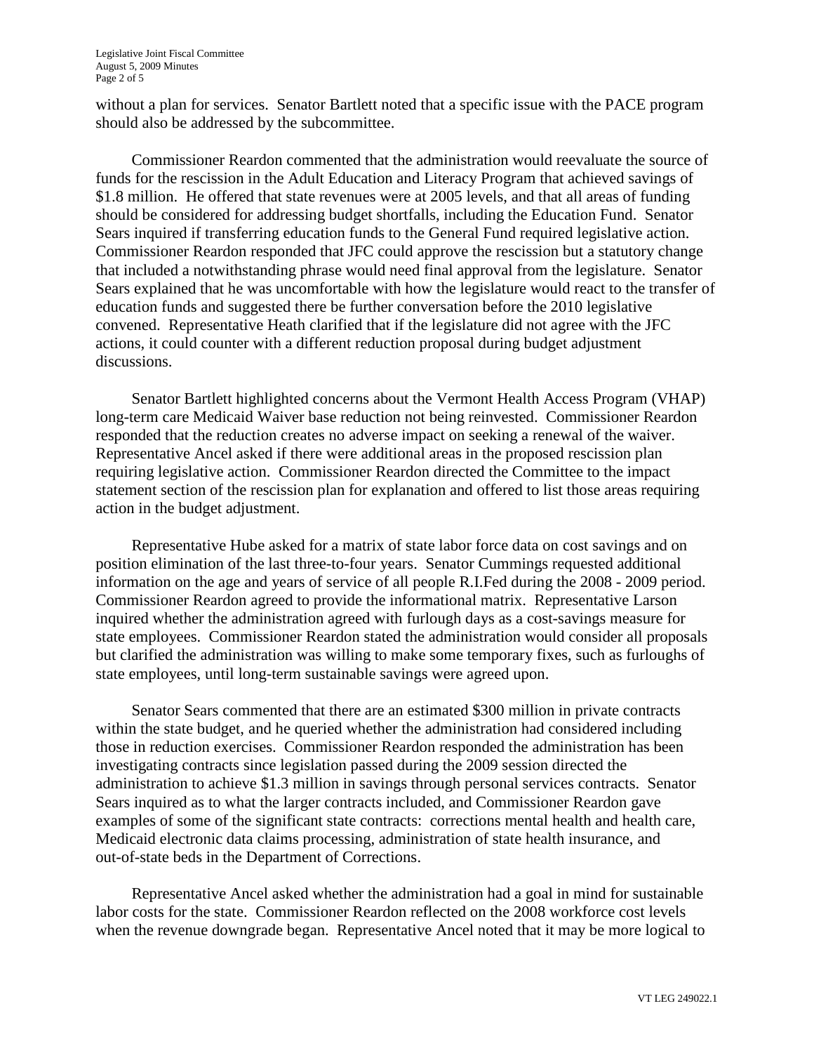without a plan for services. Senator Bartlett noted that a specific issue with the PACE program should also be addressed by the subcommittee.

Commissioner Reardon commented that the administration would reevaluate the source of funds for the rescission in the Adult Education and Literacy Program that achieved savings of $1.8 million. He offered that state revenues were at 2005 levels, and that all areas of funding should be considered for addressing budget shortfalls, including the Education Fund. Senator Sears inquired if transferring education funds to the General Fund required legislative action. Commissioner Reardon responded that JFC could approve the rescission but a statutory change that included a notwithstanding phrase would need final approval from the legislature. Senator Sears explained that he was uncomfortable with how the legislature would react to the transfer of education funds and suggested there be further conversation before the 2010 legislative convened. Representative Heath clarified that if the legislature did not agree with the JFC actions, it could counter with a different reduction proposal during budget adjustment discussions.

Senator Bartlett highlighted concerns about the Vermont Health Access Program (VHAP) long-term care Medicaid Waiver base reduction not being reinvested. Commissioner Reardon responded that the reduction creates no adverse impact on seeking a renewal of the waiver. Representative Ancel asked if there were additional areas in the proposed rescission plan requiring legislative action. Commissioner Reardon directed the Committee to the impact statement section of the rescission plan for explanation and offered to list those areas requiring action in the budget adjustment.

Representative Hube asked for a matrix of state labor force data on cost savings and on position elimination of the last three-to-four years. Senator Cummings requested additional information on the age and years of service of all people R.I.Fed during the 2008 - 2009 period. Commissioner Reardon agreed to provide the informational matrix. Representative Larson inquired whether the administration agreed with furlough days as a cost-savings measure for state employees. Commissioner Reardon stated the administration would consider all proposals but clarified the administration was willing to make some temporary fixes, such as furloughs of state employees, until long-term sustainable savings were agreed upon.

Senator Sears commented that there are an estimated $300 million in private contracts within the state budget, and he queried whether the administration had considered including those in reduction exercises. Commissioner Reardon responded the administration has been investigating contracts since legislation passed during the 2009 session directed the administration to achieve $1.3 million in savings through personal services contracts. Senator Sears inquired as to what the larger contracts included, and Commissioner Reardon gave examples of some of the significant state contracts: corrections mental health and health care, Medicaid electronic data claims processing, administration of state health insurance, and out-of-state beds in the Department of Corrections.

Representative Ancel asked whether the administration had a goal in mind for sustainable labor costs for the state. Commissioner Reardon reflected on the 2008 workforce cost levels when the revenue downgrade began. Representative Ancel noted that it may be more logical to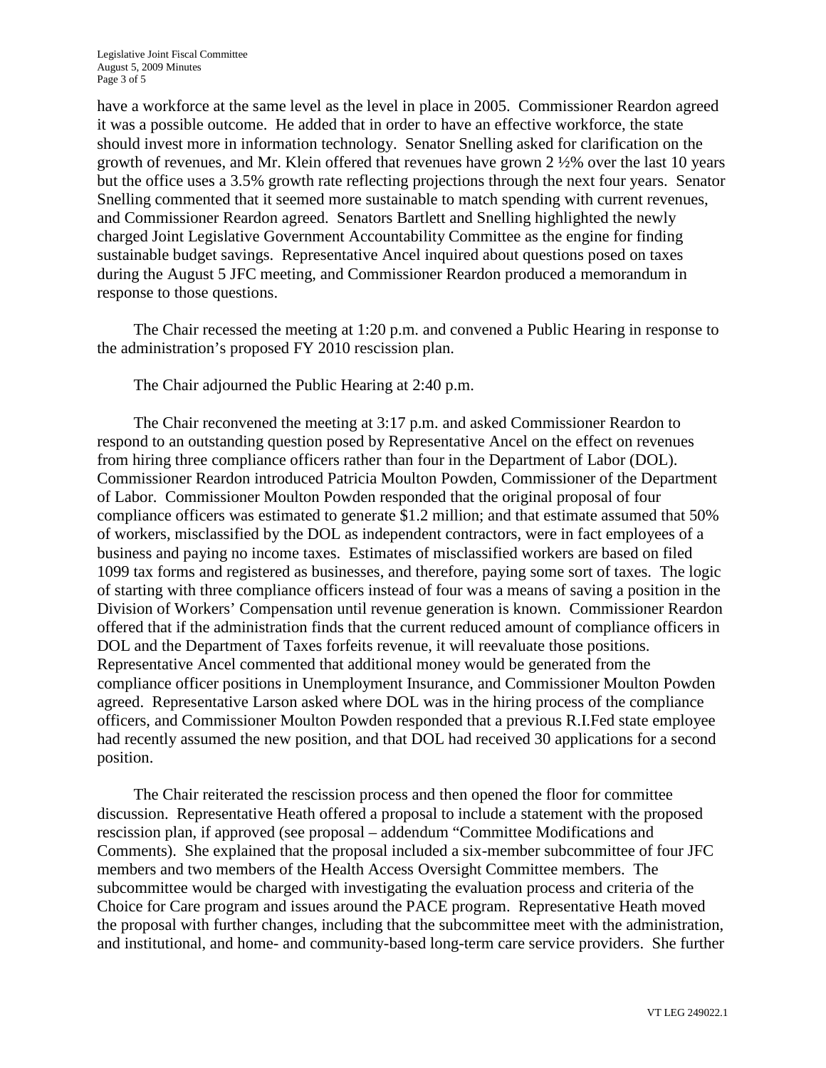have a workforce at the same level as the level in place in 2005. Commissioner Reardon agreed it was a possible outcome. He added that in order to have an effective workforce, the state should invest more in information technology. Senator Snelling asked for clarification on the growth of revenues, and Mr. Klein offered that revenues have grown 2 ½% over the last 10 years but the office uses a 3.5% growth rate reflecting projections through the next four years. Senator Snelling commented that it seemed more sustainable to match spending with current revenues, and Commissioner Reardon agreed. Senators Bartlett and Snelling highlighted the newly charged Joint Legislative Government Accountability Committee as the engine for finding sustainable budget savings. Representative Ancel inquired about questions posed on taxes during the August 5 JFC meeting, and Commissioner Reardon produced a memorandum in response to those questions.

The Chair recessed the meeting at 1:20 p.m. and convened a Public Hearing in response to the administration's proposed FY 2010 rescission plan.

The Chair adjourned the Public Hearing at 2:40 p.m.

The Chair reconvened the meeting at 3:17 p.m. and asked Commissioner Reardon to respond to an outstanding question posed by Representative Ancel on the effect on revenues from hiring three compliance officers rather than four in the Department of Labor (DOL). Commissioner Reardon introduced Patricia Moulton Powden, Commissioner of the Department of Labor. Commissioner Moulton Powden responded that the original proposal of four compliance officers was estimated to generate $1.2 million; and that estimate assumed that 50% of workers, misclassified by the DOL as independent contractors, were in fact employees of a business and paying no income taxes. Estimates of misclassified workers are based on filed 1099 tax forms and registered as businesses, and therefore, paying some sort of taxes. The logic of starting with three compliance officers instead of four was a means of saving a position in the Division of Workers' Compensation until revenue generation is known. Commissioner Reardon offered that if the administration finds that the current reduced amount of compliance officers in DOL and the Department of Taxes forfeits revenue, it will reevaluate those positions. Representative Ancel commented that additional money would be generated from the compliance officer positions in Unemployment Insurance, and Commissioner Moulton Powden agreed. Representative Larson asked where DOL was in the hiring process of the compliance officers, and Commissioner Moulton Powden responded that a previous R.I.Fed state employee had recently assumed the new position, and that DOL had received 30 applications for a second position.

The Chair reiterated the rescission process and then opened the floor for committee discussion. Representative Heath offered a proposal to include a statement with the proposed rescission plan, if approved (see proposal – addendum "Committee Modifications and Comments). She explained that the proposal included a six-member subcommittee of four JFC members and two members of the Health Access Oversight Committee members. The subcommittee would be charged with investigating the evaluation process and criteria of the Choice for Care program and issues around the PACE program. Representative Heath moved the proposal with further changes, including that the subcommittee meet with the administration, and institutional, and home- and community-based long-term care service providers. She further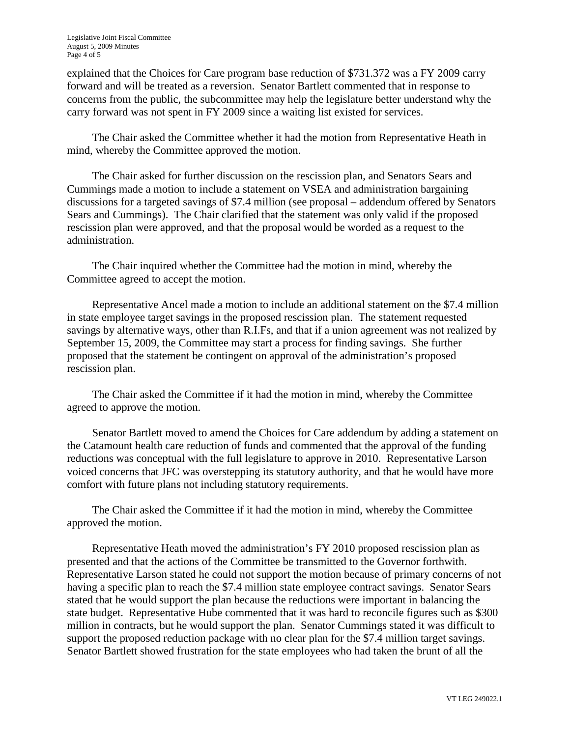explained that the Choices for Care program base reduction of $731.372 was a FY 2009 carry forward and will be treated as a reversion. Senator Bartlett commented that in response to concerns from the public, the subcommittee may help the legislature better understand why the carry forward was not spent in FY 2009 since a waiting list existed for services.

The Chair asked the Committee whether it had the motion from Representative Heath in mind, whereby the Committee approved the motion.

The Chair asked for further discussion on the rescission plan, and Senators Sears and Cummings made a motion to include a statement on VSEA and administration bargaining discussions for a targeted savings of $7.4 million (see proposal – addendum offered by Senators Sears and Cummings). The Chair clarified that the statement was only valid if the proposed rescission plan were approved, and that the proposal would be worded as a request to the administration.

The Chair inquired whether the Committee had the motion in mind, whereby the Committee agreed to accept the motion.

Representative Ancel made a motion to include an additional statement on the $7.4 million in state employee target savings in the proposed rescission plan. The statement requested savings by alternative ways, other than R.I.Fs, and that if a union agreement was not realized by September 15, 2009, the Committee may start a process for finding savings. She further proposed that the statement be contingent on approval of the administration's proposed rescission plan.

The Chair asked the Committee if it had the motion in mind, whereby the Committee agreed to approve the motion.

Senator Bartlett moved to amend the Choices for Care addendum by adding a statement on the Catamount health care reduction of funds and commented that the approval of the funding reductions was conceptual with the full legislature to approve in 2010. Representative Larson voiced concerns that JFC was overstepping its statutory authority, and that he would have more comfort with future plans not including statutory requirements.

The Chair asked the Committee if it had the motion in mind, whereby the Committee approved the motion.

Representative Heath moved the administration's FY 2010 proposed rescission plan as presented and that the actions of the Committee be transmitted to the Governor forthwith. Representative Larson stated he could not support the motion because of primary concerns of not having a specific plan to reach the $7.4 million state employee contract savings. Senator Sears stated that he would support the plan because the reductions were important in balancing the state budget. Representative Hube commented that it was hard to reconcile figures such as $300 million in contracts, but he would support the plan. Senator Cummings stated it was difficult to support the proposed reduction package with no clear plan for the $7.4 million target savings. Senator Bartlett showed frustration for the state employees who had taken the brunt of all the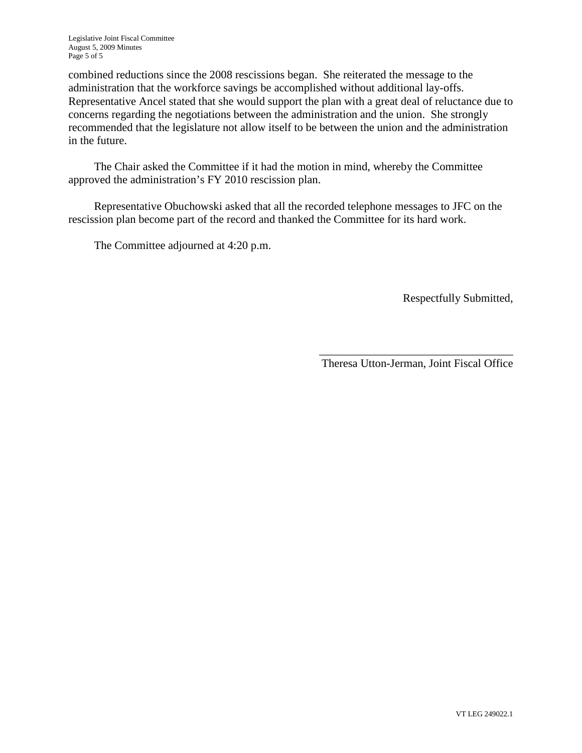combined reductions since the 2008 rescissions began. She reiterated the message to the administration that the workforce savings be accomplished without additional lay-offs. Representative Ancel stated that she would support the plan with a great deal of reluctance due to concerns regarding the negotiations between the administration and the union. She strongly recommended that the legislature not allow itself to be between the union and the administration in the future.

The Chair asked the Committee if it had the motion in mind, whereby the Committee approved the administration's FY 2010 rescission plan.

Representative Obuchowski asked that all the recorded telephone messages to JFC on the rescission plan become part of the record and thanked the Committee for its hard work.

The Committee adjourned at 4:20 p.m.

Respectfully Submitted,

\_\_\_\_\_\_\_\_\_\_\_\_\_\_\_\_\_\_\_\_\_\_\_\_\_\_\_\_\_\_\_\_\_\_\_

Theresa Utton-Jerman, Joint Fiscal Office

VT LEG 249022.1